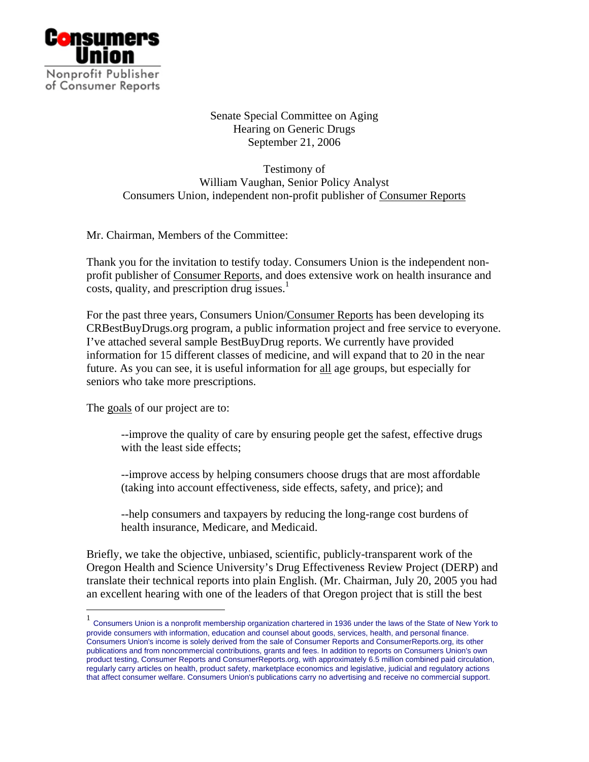Consumers Union

Nonprofit Publisher of Consumer Reports

Senate Special Committee on Aging
Hearing on Generic Drugs
September 21, 2006

Testimony of
William Vaughan, Senior Policy Analyst
Consumers Union, independent non-profit publisher of Consumer Reports

Mr. Chairman, Members of the Committee:

Thank you for the invitation to testify today. Consumers Union is the independent non-profit publisher of Consumer Reports, and does extensive work on health insurance and costs, quality, and prescription drug issues.[1]

For the past three years, Consumers Union/Consumer Reports has been developing its CRBestBuyDrugs.org program, a public information project and free service to everyone. I've attached several sample BestBuyDrug reports. We currently have provided information for 15 different classes of medicine, and will expand that to 20 in the near future. As you can see, it is useful information for all age groups, but especially for seniors who take more prescriptions.

The goals of our project are to:

--improve the quality of care by ensuring people get the safest, effective drugs with the least side effects;

--improve access by helping consumers choose drugs that are most affordable (taking into account effectiveness, side effects, safety, and price); and

--help consumers and taxpayers by reducing the long-range cost burdens of health insurance, Medicare, and Medicaid.

Briefly, we take the objective, unbiased, scientific, publicly-transparent work of the Oregon Health and Science University's Drug Effectiveness Review Project (DERP) and translate their technical reports into plain English. (Mr. Chairman, July 20, 2005 you had an excellent hearing with one of the leaders of that Oregon project that is still the best

---

[1] Consumers Union is a nonprofit membership organization chartered in 1936 under the laws of the State of New York to provide consumers with information, education and counsel about goods, services, health, and personal finance. Consumers Union's income is solely derived from the sale of Consumer Reports and ConsumerReports.org, its other publications and from noncommercial contributions, grants and fees. In addition to reports on Consumers Union's own product testing, Consumer Reports and ConsumerReports.org, with approximately 6.5 million combined paid circulation, regularly carry articles on health, product safety, marketplace economics and legislative, judicial and regulatory actions that affect consumer welfare. Consumers Union's publications carry no advertising and receive no commercial support.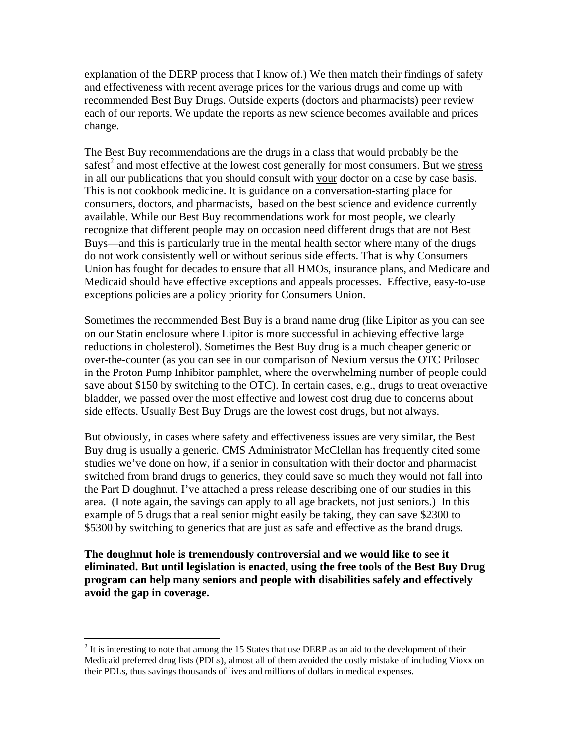explanation of the DERP process that I know of.) We then match their findings of safety and effectiveness with recent average prices for the various drugs and come up with recommended Best Buy Drugs. Outside experts (doctors and pharmacists) peer review each of our reports. We update the reports as new science becomes available and prices change.

The Best Buy recommendations are the drugs in a class that would probably be the safest[2] and most effective at the lowest cost generally for most consumers. But we stress in all our publications that you should consult with your doctor on a case by case basis. This is not cookbook medicine. It is guidance on a conversation-starting place for consumers, doctors, and pharmacists, based on the best science and evidence currently available. While our Best Buy recommendations work for most people, we clearly recognize that different people may on occasion need different drugs that are not Best Buys—and this is particularly true in the mental health sector where many of the drugs do not work consistently well or without serious side effects. That is why Consumers Union has fought for decades to ensure that all HMOs, insurance plans, and Medicare and Medicaid should have effective exceptions and appeals processes. Effective, easy-to-use exceptions policies are a policy priority for Consumers Union.

Sometimes the recommended Best Buy is a brand name drug (like Lipitor as you can see on our Statin enclosure where Lipitor is more successful in achieving effective large reductions in cholesterol). Sometimes the Best Buy drug is a much cheaper generic or over-the-counter (as you can see in our comparison of Nexium versus the OTC Prilosec in the Proton Pump Inhibitor pamphlet, where the overwhelming number of people could save about $150 by switching to the OTC). In certain cases, e.g., drugs to treat overactive bladder, we passed over the most effective and lowest cost drug due to concerns about side effects. Usually Best Buy Drugs are the lowest cost drugs, but not always.

But obviously, in cases where safety and effectiveness issues are very similar, the Best Buy drug is usually a generic. CMS Administrator McClellan has frequently cited some studies we've done on how, if a senior in consultation with their doctor and pharmacist switched from brand drugs to generics, they could save so much they would not fall into the Part D doughnut. I've attached a press release describing one of our studies in this area. (I note again, the savings can apply to all age brackets, not just seniors.) In this example of 5 drugs that a real senior might easily be taking, they can save $2300 to $5300 by switching to generics that are just as safe and effective as the brand drugs.

**The doughnut hole is tremendously controversial and we would like to see it eliminated. But until legislation is enacted, using the free tools of the Best Buy Drug program can help many seniors and people with disabilities safely and effectively avoid the gap in coverage.**

---

[2] It is interesting to note that among the 15 States that use DERP as an aid to the development of their Medicaid preferred drug lists (PDLs), almost all of them avoided the costly mistake of including Vioxx on their PDLs, thus savings thousands of lives and millions of dollars in medical expenses.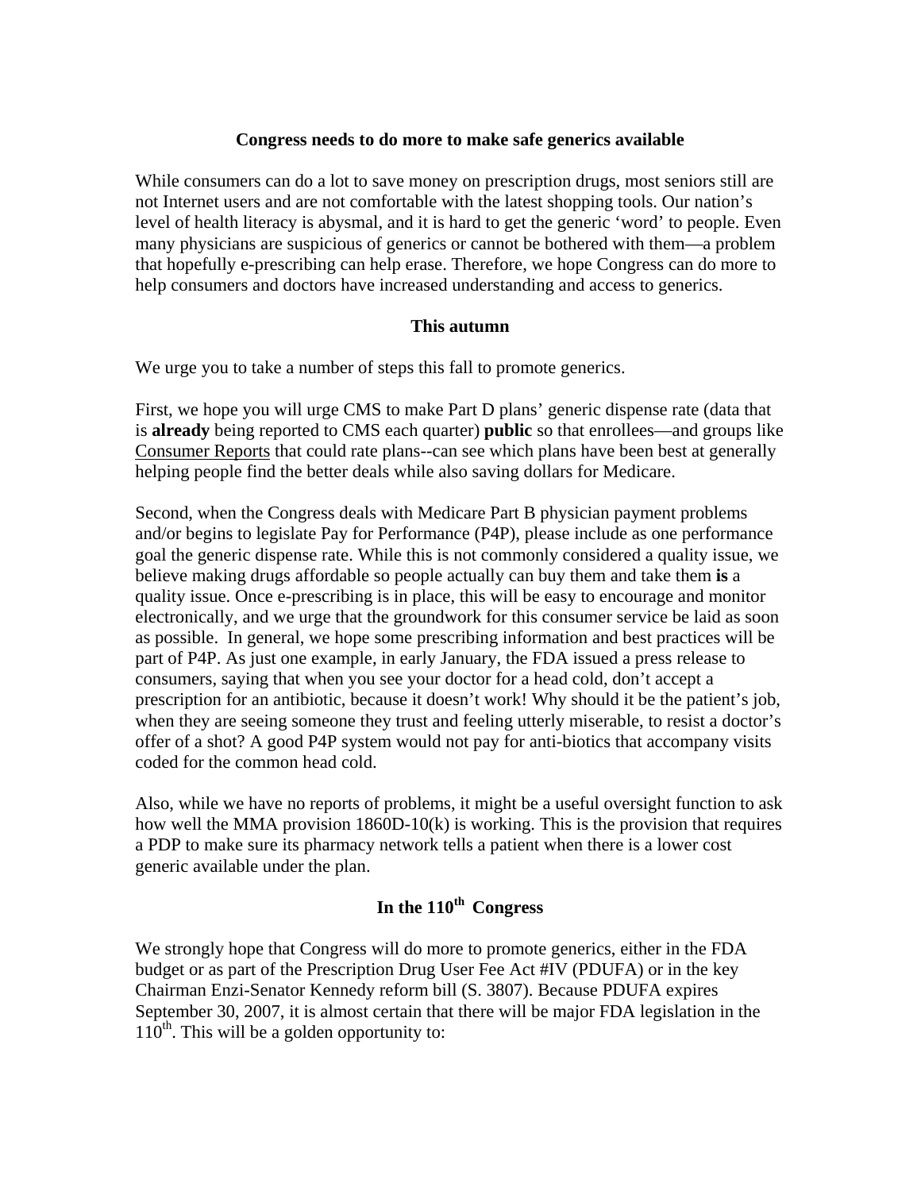**Congress needs to do more to make safe generics available**

While consumers can do a lot to save money on prescription drugs, most seniors still are not Internet users and are not comfortable with the latest shopping tools. Our nation's level of health literacy is abysmal, and it is hard to get the generic 'word' to people. Even many physicians are suspicious of generics or cannot be bothered with them—a problem that hopefully e-prescribing can help erase. Therefore, we hope Congress can do more to help consumers and doctors have increased understanding and access to generics.

**This autumn**

We urge you to take a number of steps this fall to promote generics.

First, we hope you will urge CMS to make Part D plans' generic dispense rate (data that is **already** being reported to CMS each quarter) **public** so that enrollees—and groups like Consumer Reports that could rate plans--can see which plans have been best at generally helping people find the better deals while also saving dollars for Medicare.

Second, when the Congress deals with Medicare Part B physician payment problems and/or begins to legislate Pay for Performance (P4P), please include as one performance goal the generic dispense rate. While this is not commonly considered a quality issue, we believe making drugs affordable so people actually can buy them and take them **is** a quality issue. Once e-prescribing is in place, this will be easy to encourage and monitor electronically, and we urge that the groundwork for this consumer service be laid as soon as possible. In general, we hope some prescribing information and best practices will be part of P4P. As just one example, in early January, the FDA issued a press release to consumers, saying that when you see your doctor for a head cold, don't accept a prescription for an antibiotic, because it doesn't work! Why should it be the patient's job, when they are seeing someone they trust and feeling utterly miserable, to resist a doctor's offer of a shot? A good P4P system would not pay for anti-biotics that accompany visits coded for the common head cold.

Also, while we have no reports of problems, it might be a useful oversight function to ask how well the MMA provision 1860D-10(k) is working. This is the provision that requires a PDP to make sure its pharmacy network tells a patient when there is a lower cost generic available under the plan.

**In the 110th Congress**

We strongly hope that Congress will do more to promote generics, either in the FDA budget or as part of the Prescription Drug User Fee Act #IV (PDUFA) or in the key Chairman Enzi-Senator Kennedy reform bill (S. 3807). Because PDUFA expires September 30, 2007, it is almost certain that there will be major FDA legislation in the 110th. This will be a golden opportunity to: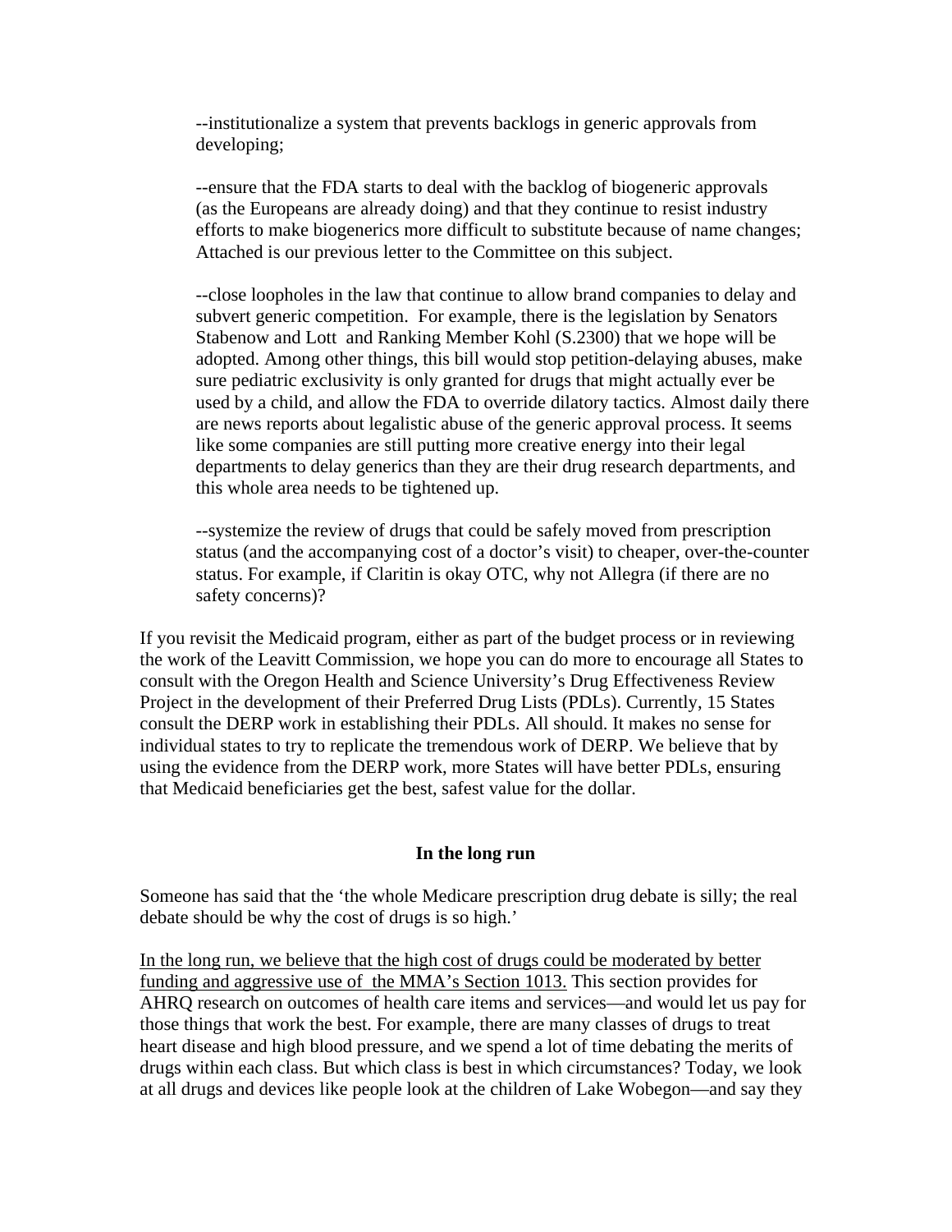--institutionalize a system that prevents backlogs in generic approvals from developing;

--ensure that the FDA starts to deal with the backlog of biogeneric approvals (as the Europeans are already doing) and that they continue to resist industry efforts to make biogenerics more difficult to substitute because of name changes; Attached is our previous letter to the Committee on this subject.

--close loopholes in the law that continue to allow brand companies to delay and subvert generic competition. For example, there is the legislation by Senators Stabenow and Lott and Ranking Member Kohl (S.2300) that we hope will be adopted. Among other things, this bill would stop petition-delaying abuses, make sure pediatric exclusivity is only granted for drugs that might actually ever be used by a child, and allow the FDA to override dilatory tactics. Almost daily there are news reports about legalistic abuse of the generic approval process. It seems like some companies are still putting more creative energy into their legal departments to delay generics than they are their drug research departments, and this whole area needs to be tightened up.

--systemize the review of drugs that could be safely moved from prescription status (and the accompanying cost of a doctor's visit) to cheaper, over-the-counter status. For example, if Claritin is okay OTC, why not Allegra (if there are no safety concerns)?

If you revisit the Medicaid program, either as part of the budget process or in reviewing the work of the Leavitt Commission, we hope you can do more to encourage all States to consult with the Oregon Health and Science University's Drug Effectiveness Review Project in the development of their Preferred Drug Lists (PDLs). Currently, 15 States consult the DERP work in establishing their PDLs. All should. It makes no sense for individual states to try to replicate the tremendous work of DERP. We believe that by using the evidence from the DERP work, more States will have better PDLs, ensuring that Medicaid beneficiaries get the best, safest value for the dollar.

**In the long run**

Someone has said that the 'the whole Medicare prescription drug debate is silly; the real debate should be why the cost of drugs is so high.'

<u>In the long run, we believe that the high cost of drugs could be moderated by better funding and aggressive use of the MMA's Section 1013.</u> This section provides for AHRQ research on outcomes of health care items and services—and would let us pay for those things that work the best. For example, there are many classes of drugs to treat heart disease and high blood pressure, and we spend a lot of time debating the merits of drugs within each class. But which class is best in which circumstances? Today, we look at all drugs and devices like people look at the children of Lake Wobegon—and say they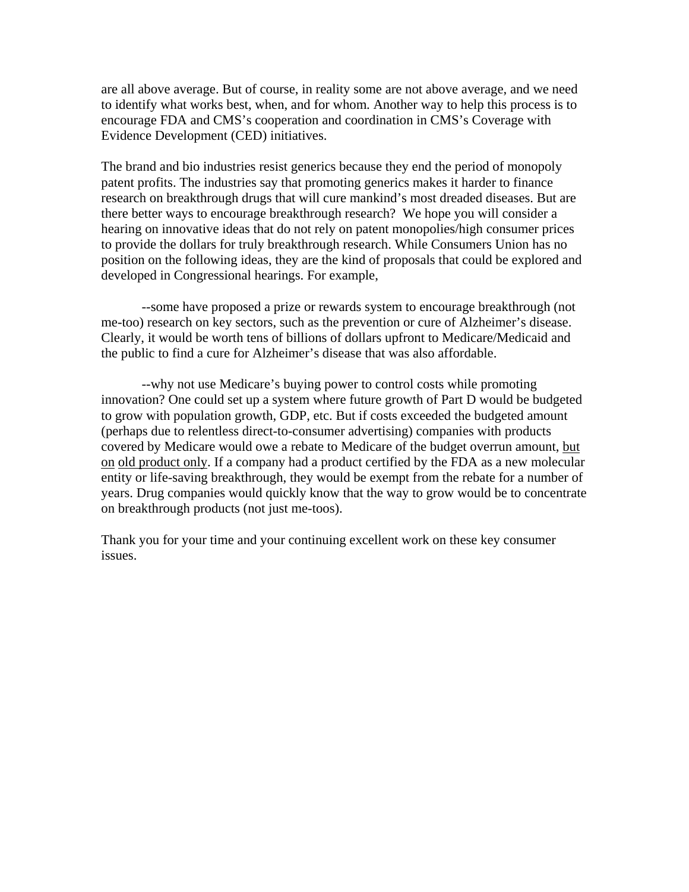are all above average. But of course, in reality some are not above average, and we need to identify what works best, when, and for whom. Another way to help this process is to encourage FDA and CMS's cooperation and coordination in CMS's Coverage with Evidence Development (CED) initiatives.

The brand and bio industries resist generics because they end the period of monopoly patent profits. The industries say that promoting generics makes it harder to finance research on breakthrough drugs that will cure mankind's most dreaded diseases. But are there better ways to encourage breakthrough research? We hope you will consider a hearing on innovative ideas that do not rely on patent monopolies/high consumer prices to provide the dollars for truly breakthrough research. While Consumers Union has no position on the following ideas, they are the kind of proposals that could be explored and developed in Congressional hearings. For example,

--some have proposed a prize or rewards system to encourage breakthrough (not me-too) research on key sectors, such as the prevention or cure of Alzheimer's disease. Clearly, it would be worth tens of billions of dollars upfront to Medicare/Medicaid and the public to find a cure for Alzheimer's disease that was also affordable.

--why not use Medicare's buying power to control costs while promoting innovation? One could set up a system where future growth of Part D would be budgeted to grow with population growth, GDP, etc. But if costs exceeded the budgeted amount (perhaps due to relentless direct-to-consumer advertising) companies with products covered by Medicare would owe a rebate to Medicare of the budget overrun amount, <u>but on</u> <u>old product only</u>. If a company had a product certified by the FDA as a new molecular entity or life-saving breakthrough, they would be exempt from the rebate for a number of years. Drug companies would quickly know that the way to grow would be to concentrate on breakthrough products (not just me-toos).

Thank you for your time and your continuing excellent work on these key consumer issues.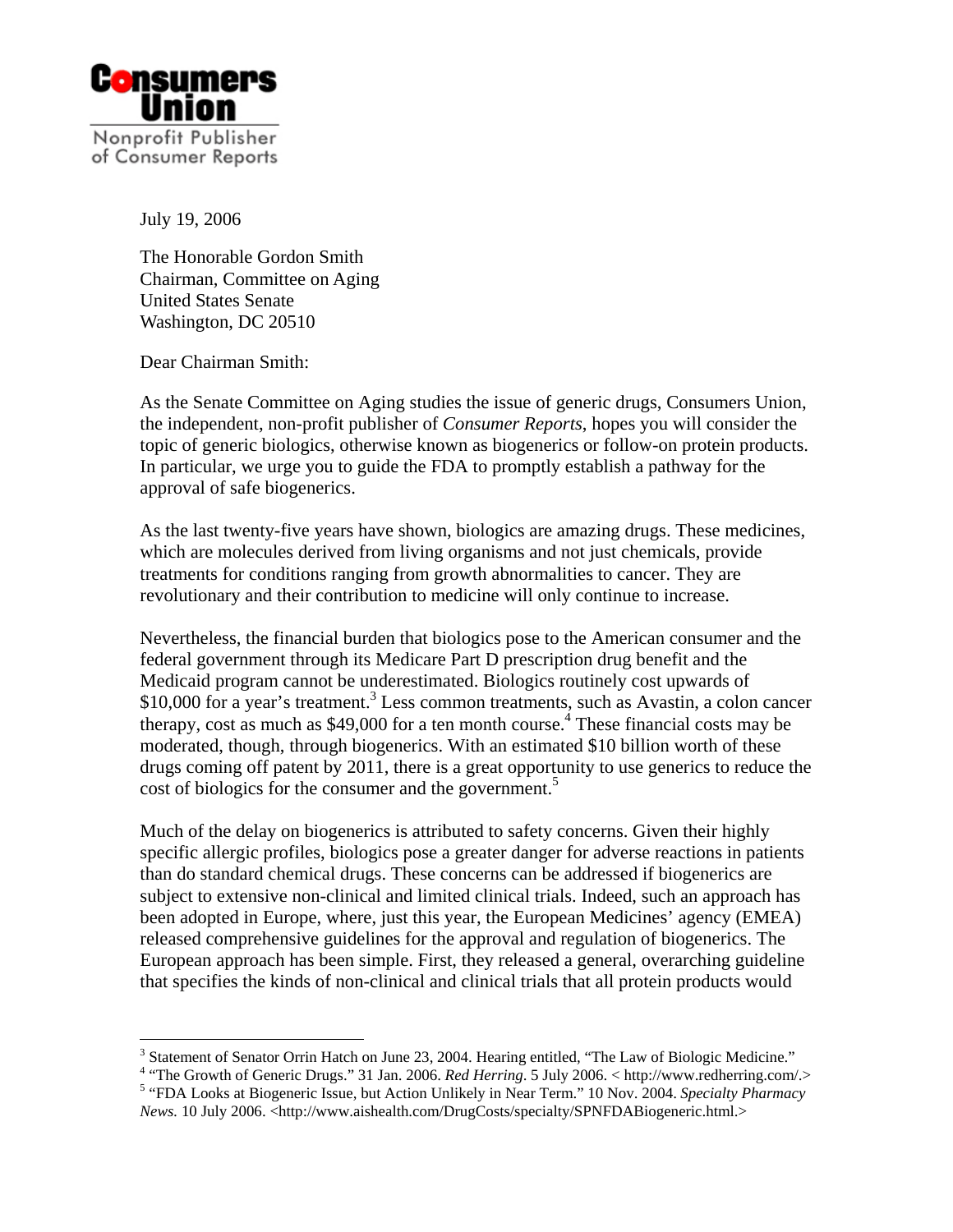**Consumers Union**

Nonprofit Publisher of Consumer Reports

July 19, 2006

The Honorable Gordon Smith
Chairman, Committee on Aging
United States Senate
Washington, DC 20510

Dear Chairman Smith:

As the Senate Committee on Aging studies the issue of generic drugs, Consumers Union, the independent, non-profit publisher of *Consumer Reports*, hopes you will consider the topic of generic biologics, otherwise known as biogenerics or follow-on protein products. In particular, we urge you to guide the FDA to promptly establish a pathway for the approval of safe biogenerics.

As the last twenty-five years have shown, biologics are amazing drugs. These medicines, which are molecules derived from living organisms and not just chemicals, provide treatments for conditions ranging from growth abnormalities to cancer. They are revolutionary and their contribution to medicine will only continue to increase.

Nevertheless, the financial burden that biologics pose to the American consumer and the federal government through its Medicare Part D prescription drug benefit and the Medicaid program cannot be underestimated. Biologics routinely cost upwards of $10,000 for a year's treatment.[3] Less common treatments, such as Avastin, a colon cancer therapy, cost as much as $49,000 for a ten month course.[4] These financial costs may be moderated, though, through biogenerics. With an estimated $10 billion worth of these drugs coming off patent by 2011, there is a great opportunity to use generics to reduce the cost of biologics for the consumer and the government.[5]

Much of the delay on biogenerics is attributed to safety concerns. Given their highly specific allergic profiles, biologics pose a greater danger for adverse reactions in patients than do standard chemical drugs. These concerns can be addressed if biogenerics are subject to extensive non-clinical and limited clinical trials. Indeed, such an approach has been adopted in Europe, where, just this year, the European Medicines' agency (EMEA) released comprehensive guidelines for the approval and regulation of biogenerics. The European approach has been simple. First, they released a general, overarching guideline that specifies the kinds of non-clinical and clinical trials that all protein products would

---

[3] Statement of Senator Orrin Hatch on June 23, 2004. Hearing entitled, "The Law of Biologic Medicine."

[4] "The Growth of Generic Drugs." 31 Jan. 2006. *Red Herring*. 5 July 2006. < http://www.redherring.com/.>

[5] "FDA Looks at Biogeneric Issue, but Action Unlikely in Near Term." 10 Nov. 2004. *Specialty Pharmacy News.* 10 July 2006. <http://www.aishealth.com/DrugCosts/specialty/SPNFDABiogeneric.html.>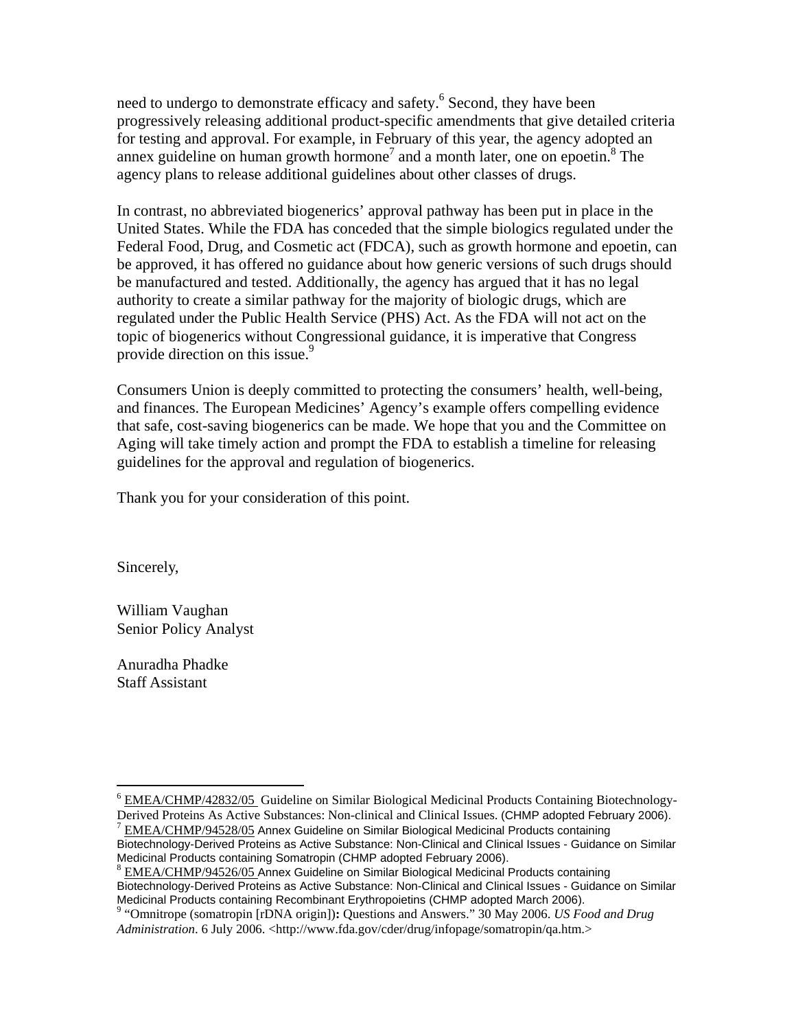need to undergo to demonstrate efficacy and safety.[6] Second, they have been progressively releasing additional product-specific amendments that give detailed criteria for testing and approval. For example, in February of this year, the agency adopted an annex guideline on human growth hormone[7] and a month later, one on epoetin.[8] The agency plans to release additional guidelines about other classes of drugs.

In contrast, no abbreviated biogenerics' approval pathway has been put in place in the United States. While the FDA has conceded that the simple biologics regulated under the Federal Food, Drug, and Cosmetic act (FDCA), such as growth hormone and epoetin, can be approved, it has offered no guidance about how generic versions of such drugs should be manufactured and tested. Additionally, the agency has argued that it has no legal authority to create a similar pathway for the majority of biologic drugs, which are regulated under the Public Health Service (PHS) Act. As the FDA will not act on the topic of biogenerics without Congressional guidance, it is imperative that Congress provide direction on this issue.[9]

Consumers Union is deeply committed to protecting the consumers' health, well-being, and finances. The European Medicines' Agency's example offers compelling evidence that safe, cost-saving biogenerics can be made. We hope that you and the Committee on Aging will take timely action and prompt the FDA to establish a timeline for releasing guidelines for the approval and regulation of biogenerics.

Thank you for your consideration of this point.

Sincerely,

William Vaughan
Senior Policy Analyst

Anuradha Phadke
Staff Assistant

---

[6] EMEA/CHMP/42832/05 Guideline on Similar Biological Medicinal Products Containing Biotechnology-Derived Proteins As Active Substances: Non-clinical and Clinical Issues. (CHMP adopted February 2006).

[7] EMEA/CHMP/94528/05 Annex Guideline on Similar Biological Medicinal Products containing Biotechnology-Derived Proteins as Active Substance: Non-Clinical and Clinical Issues - Guidance on Similar Medicinal Products containing Somatropin (CHMP adopted February 2006).

[8] EMEA/CHMP/94526/05 Annex Guideline on Similar Biological Medicinal Products containing Biotechnology-Derived Proteins as Active Substance: Non-Clinical and Clinical Issues - Guidance on Similar Medicinal Products containing Recombinant Erythropoietins (CHMP adopted March 2006).

[9] "Omnitrope (somatropin [rDNA origin]): Questions and Answers." 30 May 2006. *US Food and Drug Administration*. 6 July 2006. <http://www.fda.gov/cder/drug/infopage/somatropin/qa.htm.>